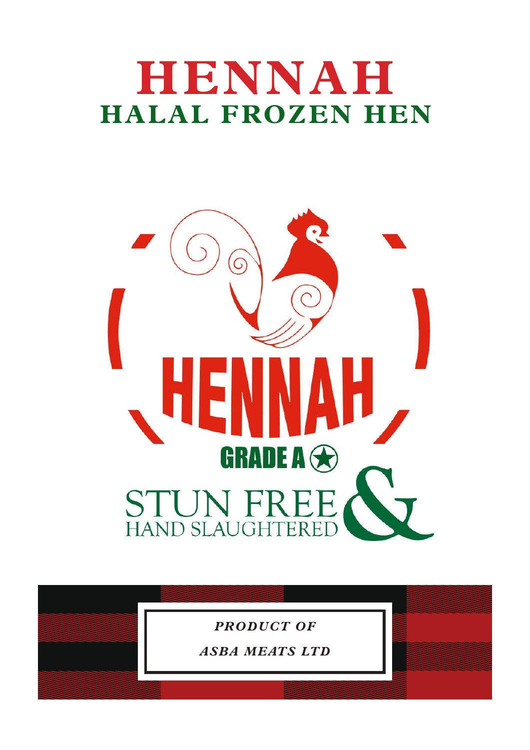# HENNAH

## HALAL FROZEN HEN

HENNAH

GRADE A

STUN FREE & HAND SLAUGHTERED

*PRODUCT OF*

*ASBA MEATS LTD*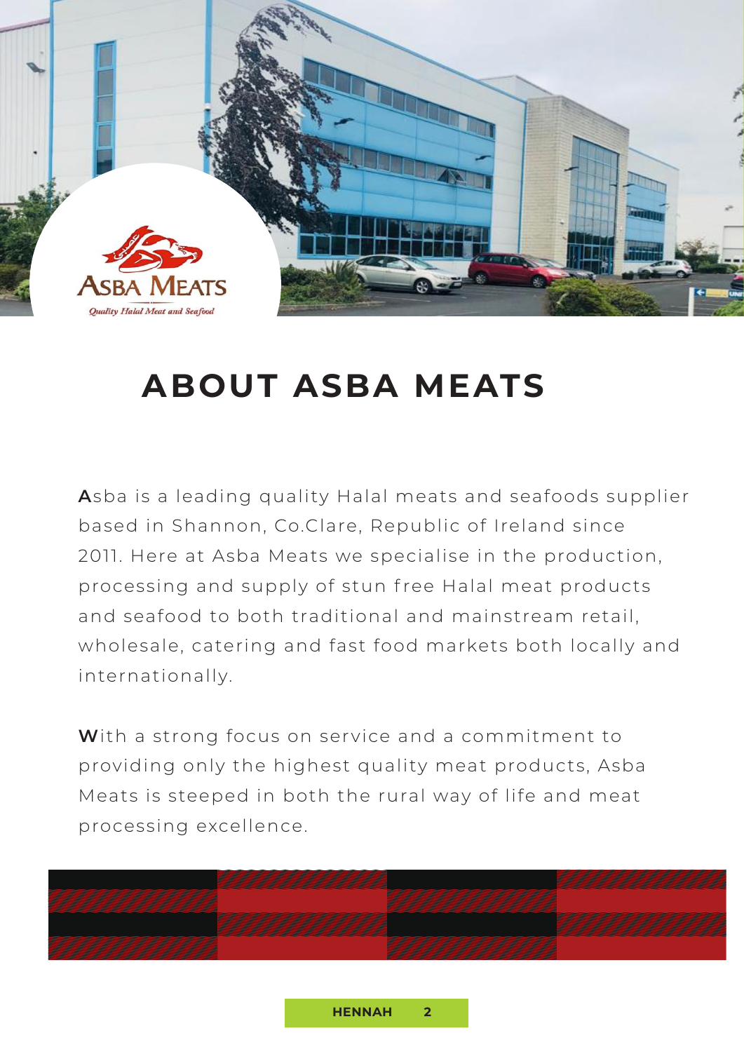# ABOUT ASBA MEATS

Asba is a leading quality Halal meats and seafoods supplier based in Shannon, Co.Clare, Republic of Ireland since 2011. Here at Asba Meats we specialise in the production, processing and supply of stun free Halal meat products and seafood to both traditional and mainstream retail, wholesale, catering and fast food markets both locally and internationally.

With a strong focus on service and a commitment to providing only the highest quality meat products, Asba Meats is steeped in both the rural way of life and meat processing excellence.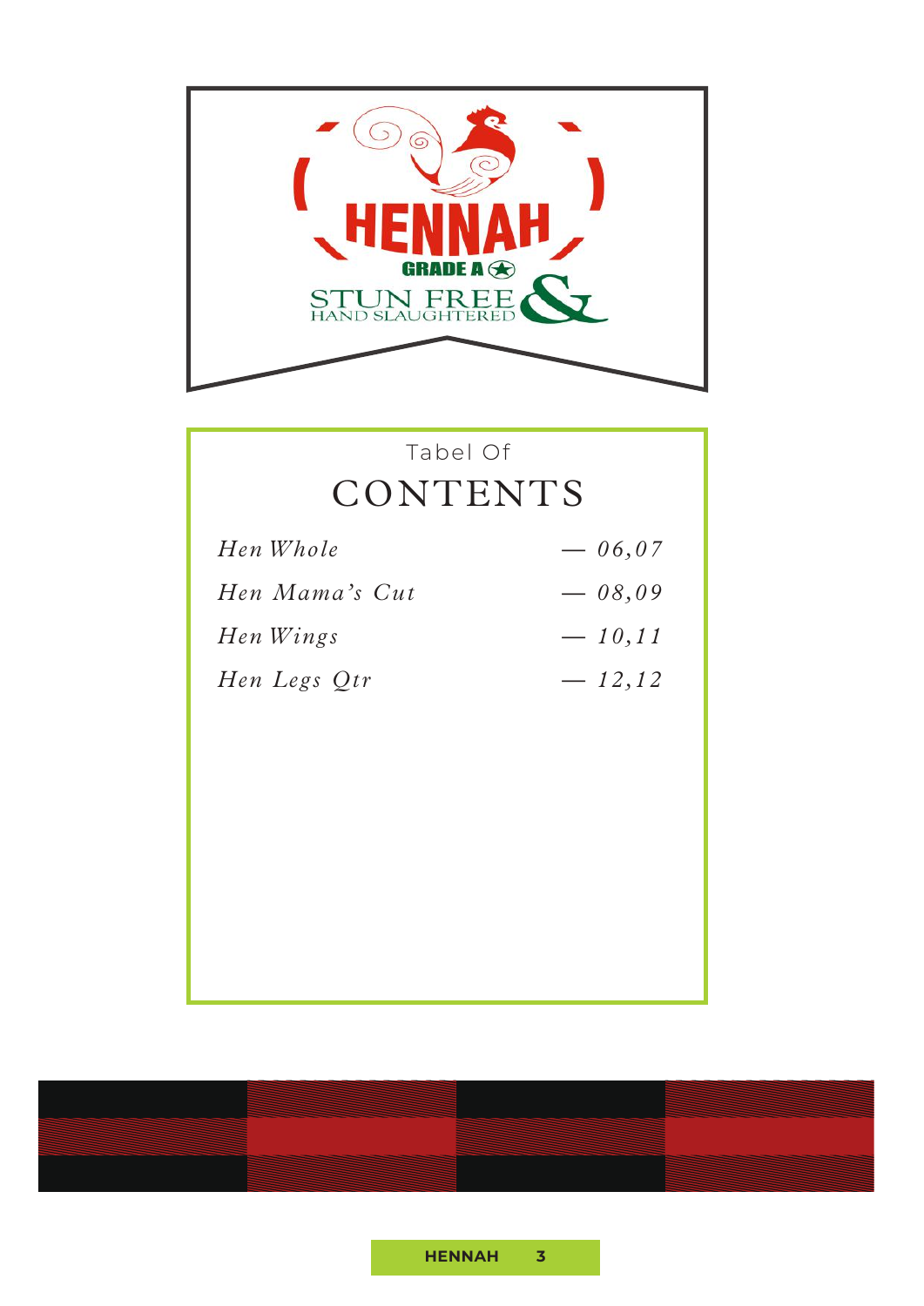HENNAH

GRADE A

STUN FREE & HAND SLAUGHTERED

Tabel Of

# CONTENTS

*Hen Whole* — *06,07*

*Hen Mama's Cut* — *08,09*

*Hen Wings* — *10,11*

*Hen Legs Qtr* — *12,12*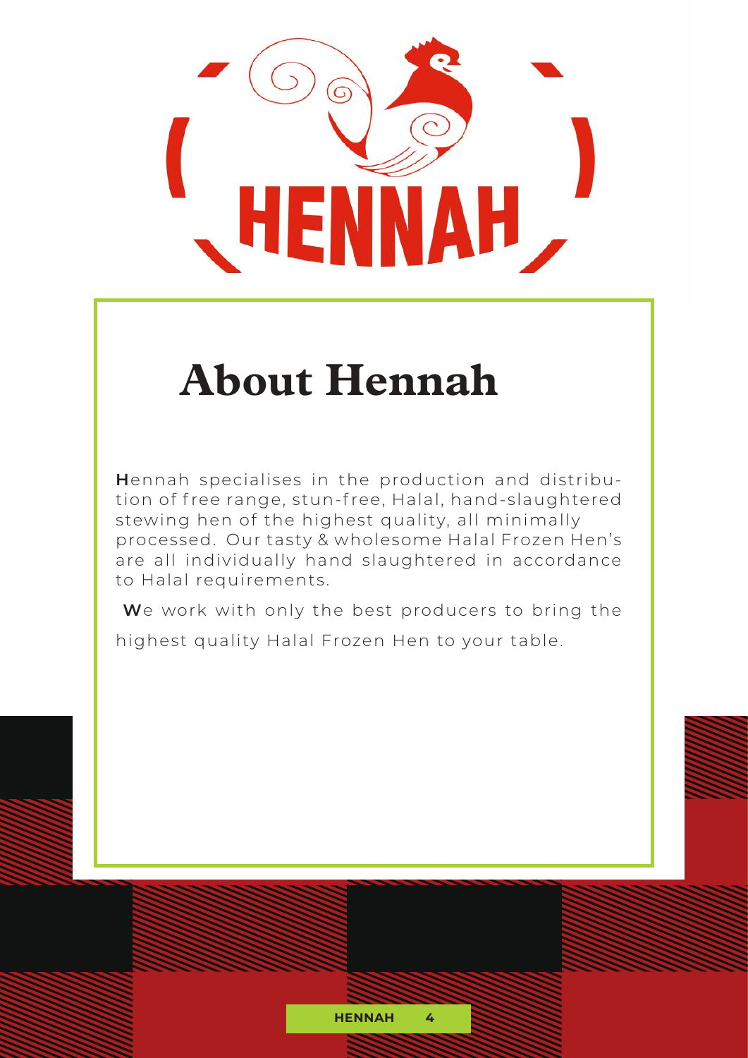# About Hennah

Hennah specialises in the production and distribution of free range, stun-free, Halal, hand-slaughtered stewing hen of the highest quality, all minimally processed. Our tasty & wholesome Halal Frozen Hen's are all individually hand slaughtered in accordance to Halal requirements.

We work with only the best producers to bring the highest quality Halal Frozen Hen to your table.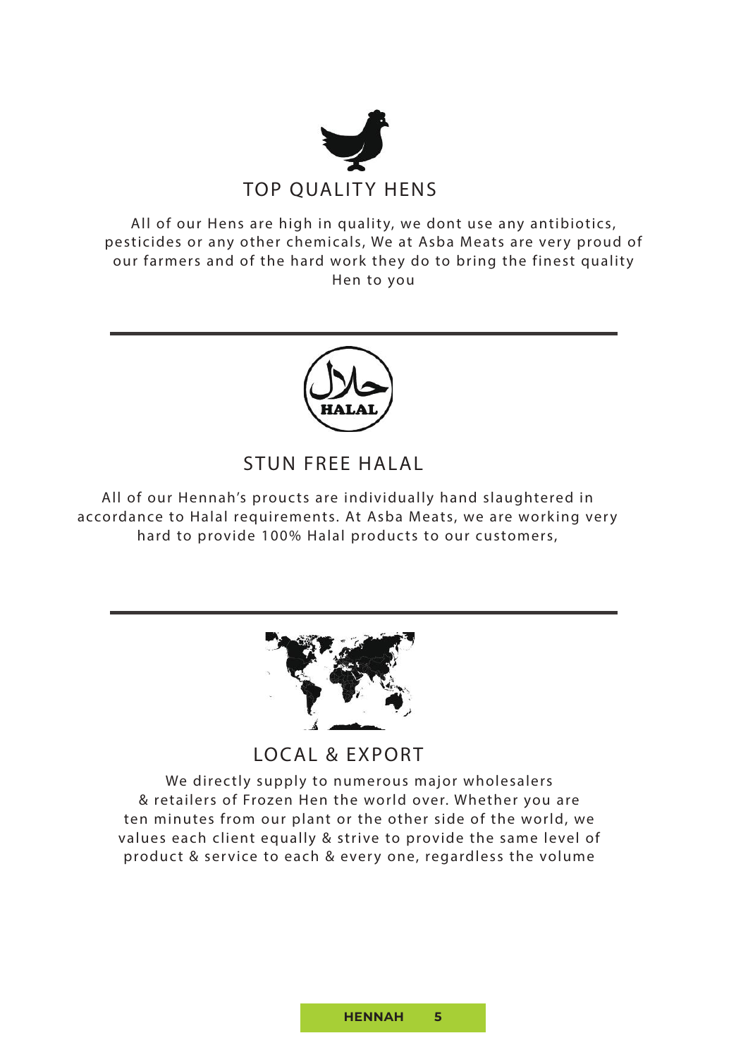## TOP QUALITY HENS

All of our Hens are high in quality, we dont use any antibiotics, pesticides or any other chemicals, We at Asba Meats are very proud of our farmers and of the hard work they do to bring the finest quality Hen to you

---

حلال
HALAL

## STUN FREE HALAL

All of our Hennah's proucts are individually hand slaughtered in accordance to Halal requirements. At Asba Meats, we are working very hard to provide 100% Halal products to our customers,

---

## LOCAL & EXPORT

We directly supply to numerous major wholesalers & retailers of Frozen Hen the world over. Whether you are ten minutes from our plant or the other side of the world, we values each client equally & strive to provide the same level of product & service to each & every one, regardless the volume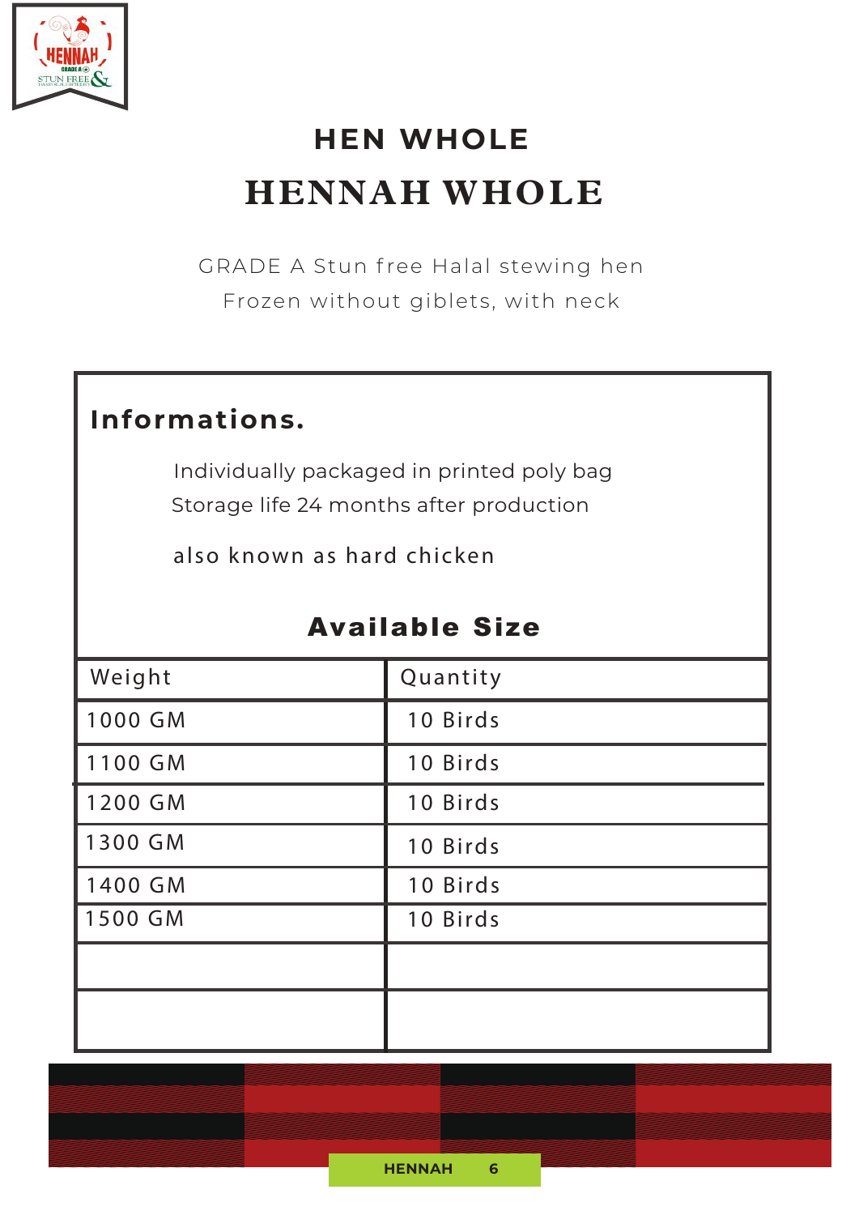## HEN WHOLE

# HENNAH WHOLE

GRADE A Stun free Halal stewing hen
Frozen without giblets, with neck

**Informations.**

Individually packaged in printed poly bag
Storage life 24 months after production

also known as hard chicken

**Available Size**

| Weight | Quantity |
|---|---|
| 1000 GM | 10 Birds |
| 1100 GM | 10 Birds |
| 1200 GM | 10 Birds |
| 1300 GM | 10 Birds |
| 1400 GM | 10 Birds |
| 1500 GM | 10 Birds |
| | |
| | |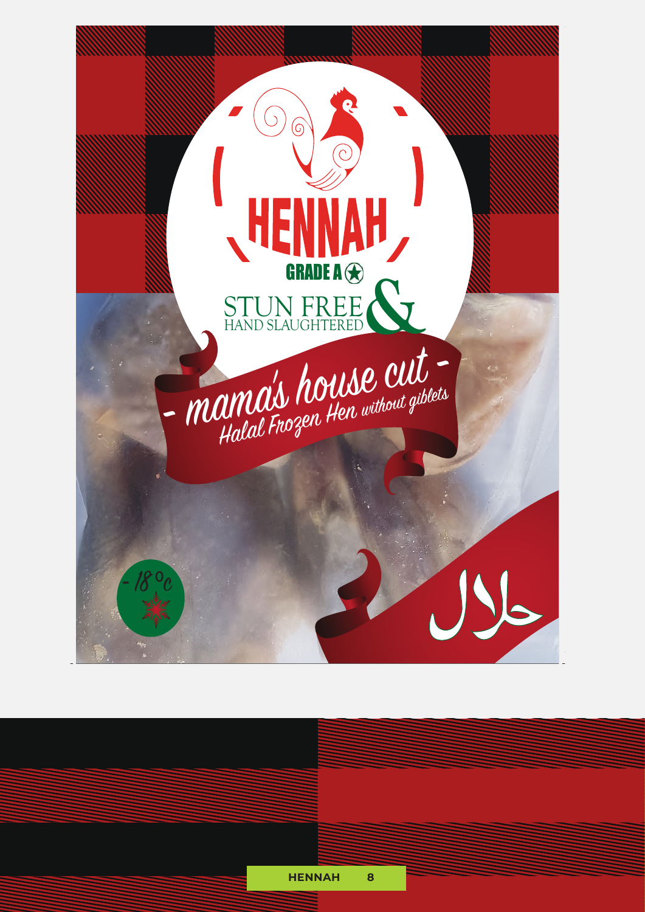HENNAH

GRADE A

STUN FREE &

HAND SLAUGHTERED

- mama's house cut -

Halal Frozen Hen without giblets

-18°c

حلال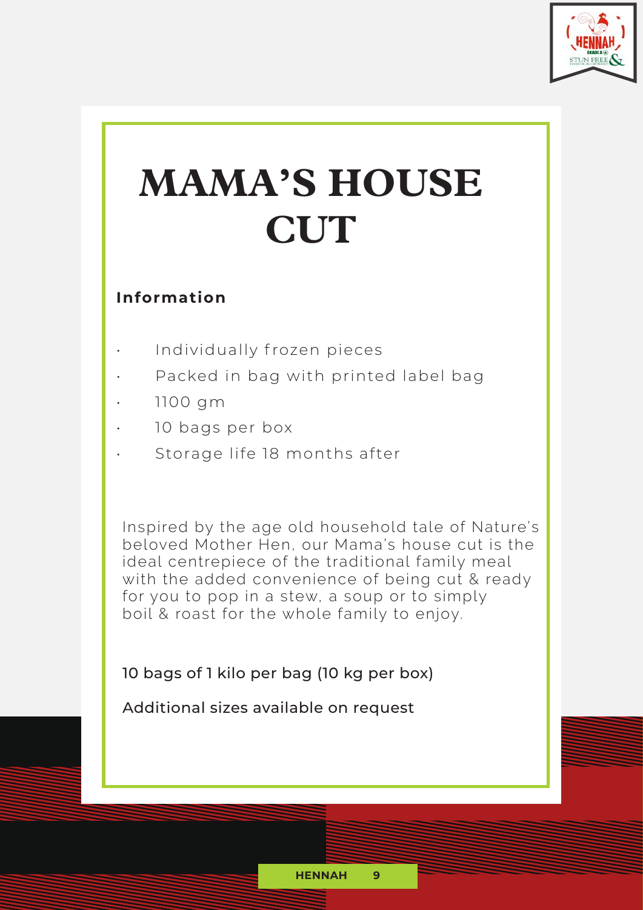# MAMA'S HOUSE CUT

**Information**

- Individually frozen pieces
- Packed in bag with printed label bag
- 1100 gm
- 10 bags per box
- Storage life 18 months after

Inspired by the age old household tale of Nature's beloved Mother Hen, our Mama's house cut is the ideal centrepiece of the traditional family meal with the added convenience of being cut & ready for you to pop in a stew, a soup or to simply boil & roast for the whole family to enjoy.

10 bags of 1 kilo per bag (10 kg per box)

Additional sizes available on request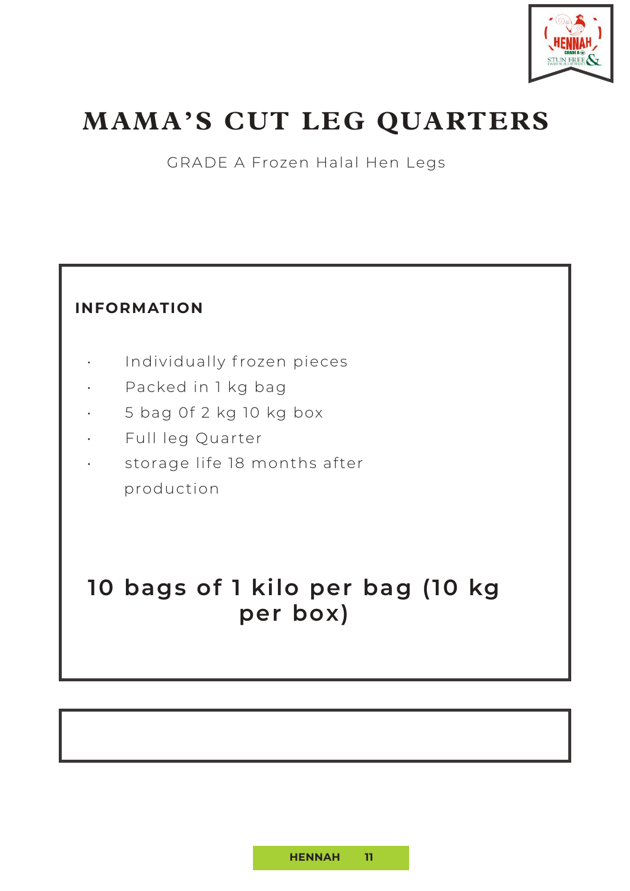# MAMA'S CUT LEG QUARTERS

GRADE A Frozen Halal Hen Legs

**INFORMATION**

- Individually frozen pieces
- Packed in 1 kg bag
- 5 bag Of 2 kg 10 kg box
- Full leg Quarter
- storage life 18 months after production

**10 bags of 1 kilo per bag (10 kg per box)**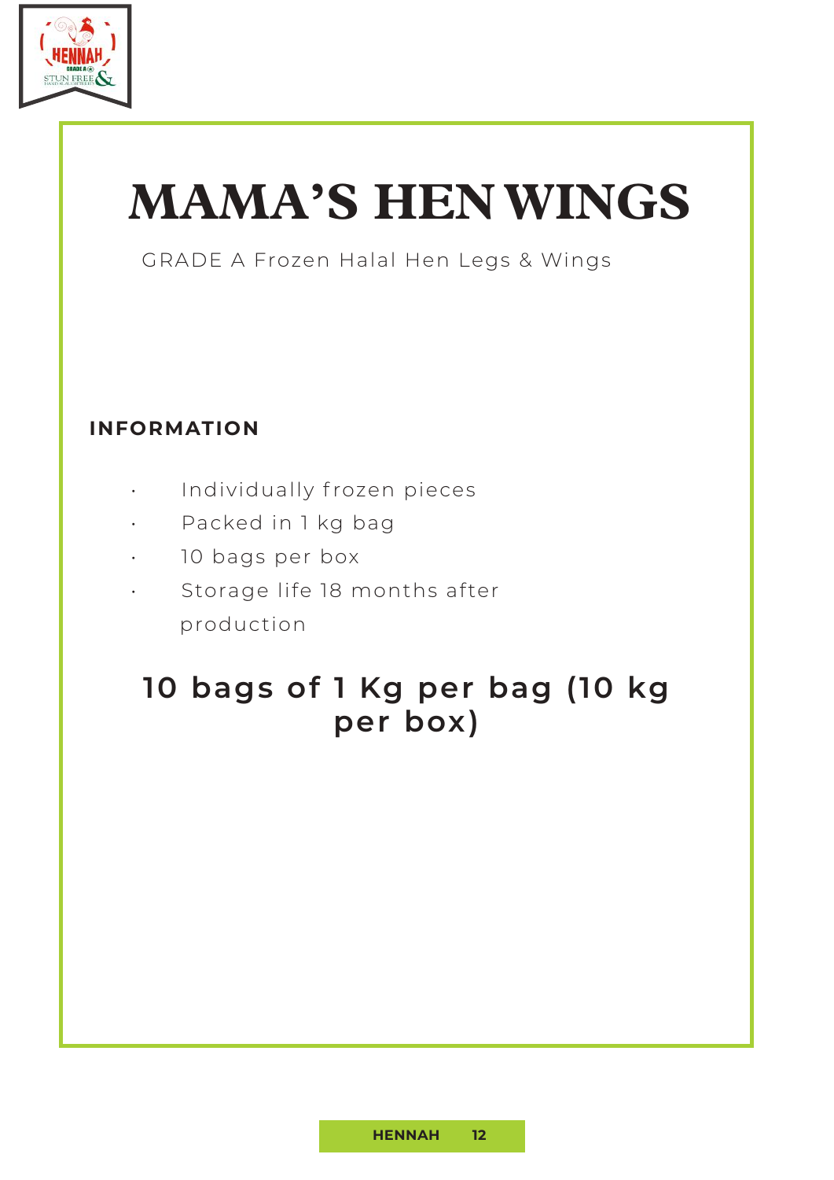# MAMA'S HEN WINGS

GRADE A Frozen Halal Hen Legs & Wings

**INFORMATION**

- Individually frozen pieces
- Packed in 1 kg bag
- 10 bags per box
- Storage life 18 months after production

## 10 bags of 1 Kg per bag (10 kg per box)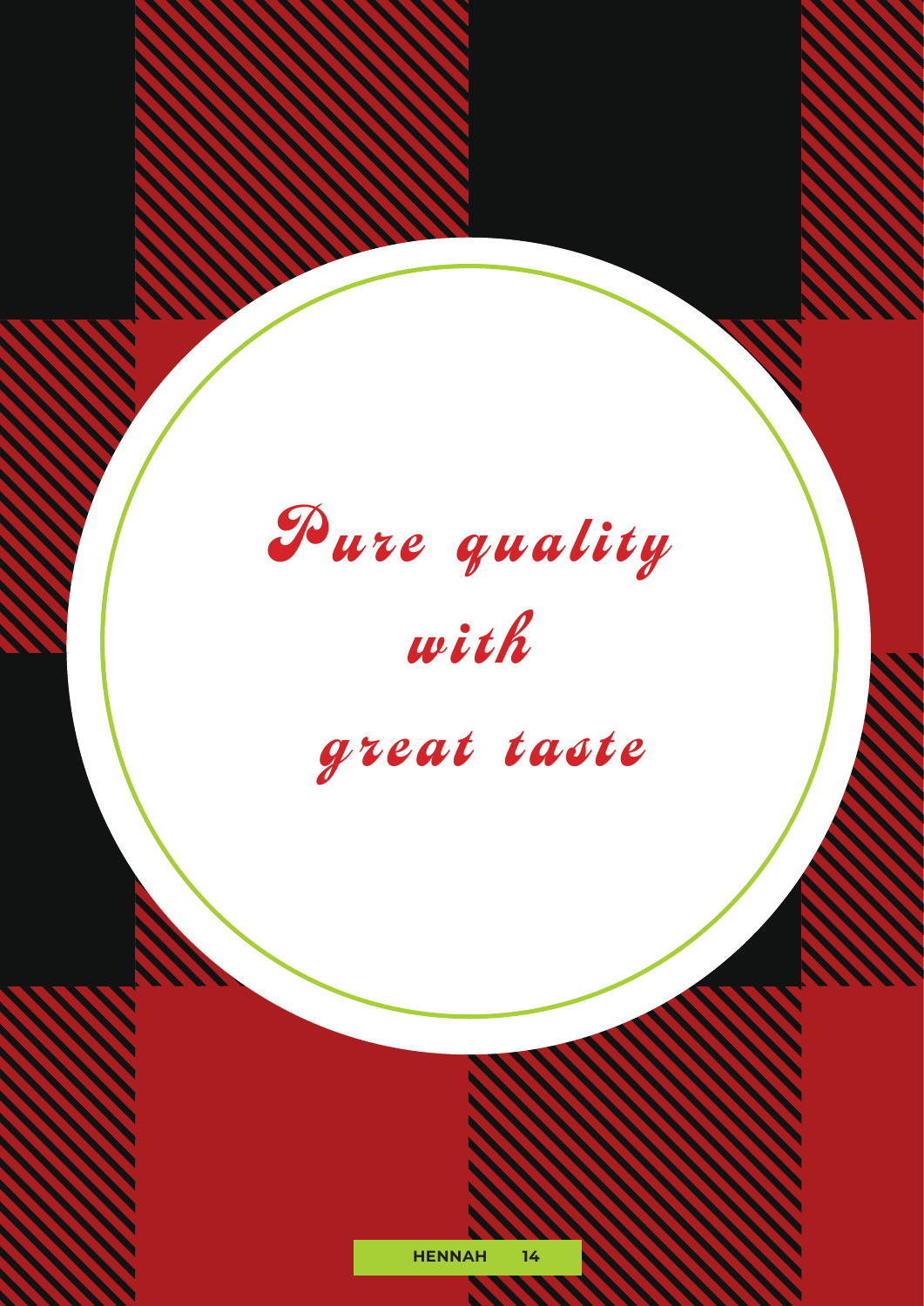*Pure quality*

*with*

*great taste*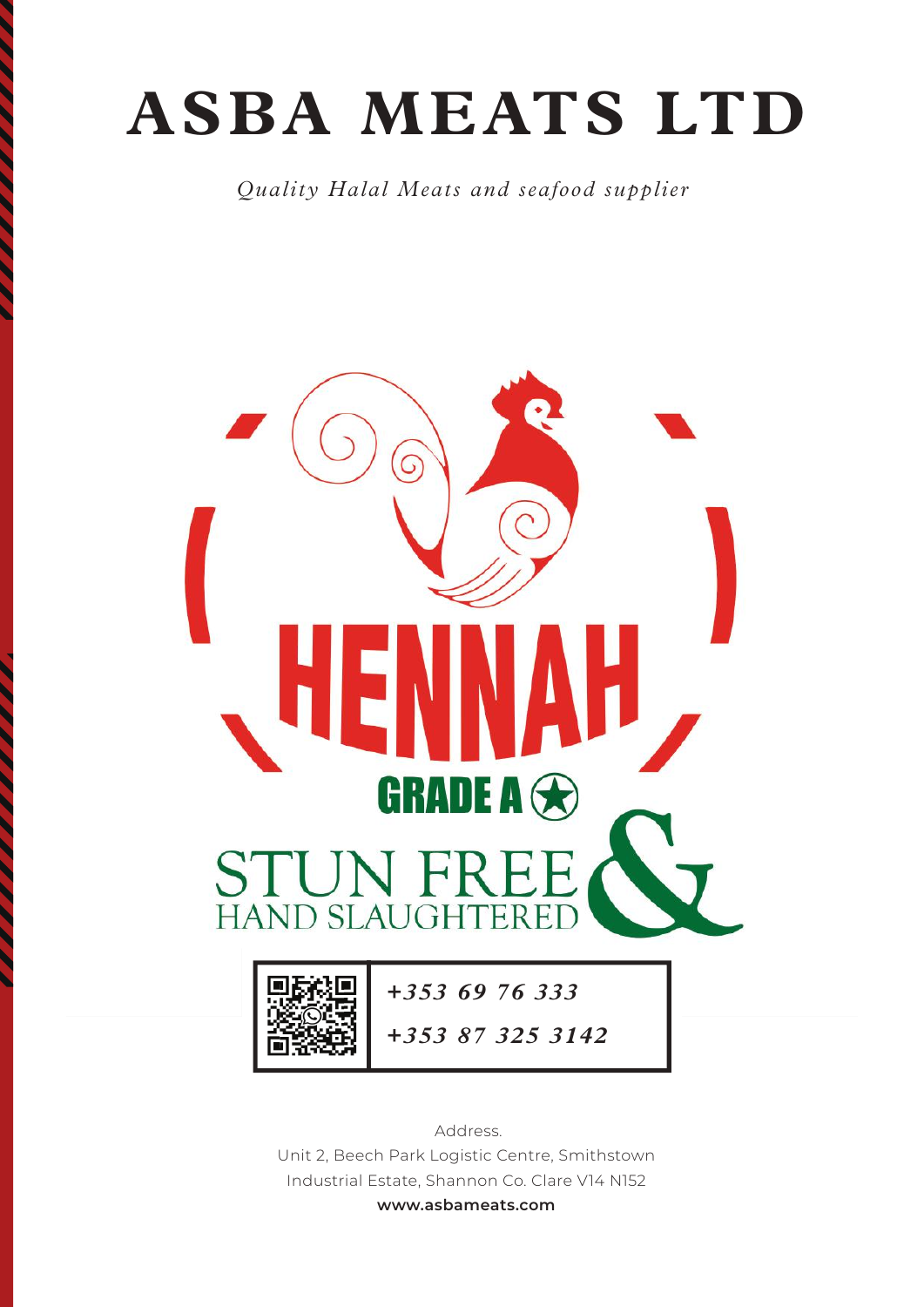# ASBA MEATS LTD

*Quality Halal Meats and seafood supplier*

HENNAH

GRADE A

STUN FREE & HAND SLAUGHTERED

***+353 69 76 333***

***+353 87 325 3142***

Address.
Unit 2, Beech Park Logistic Centre, Smithstown Industrial Estate, Shannon Co. Clare V14 N152

**www.asbameats.com**